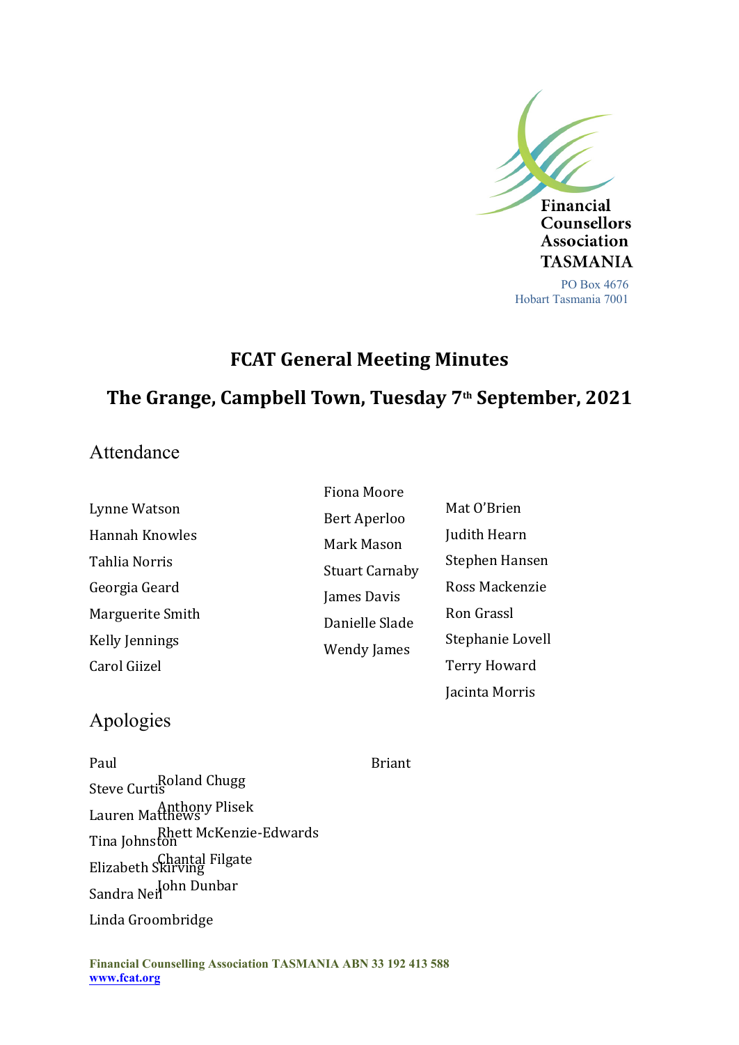Financial Counsellors Association TASMANIA

PO Box 4676
Hobart Tasmania 7001

# FCAT General Meeting Minutes

## The Grange, Campbell Town, Tuesday 7th September, 2021

## Attendance

Lynne Watson
Hannah Knowles
Tahlia Norris
Georgia Geard
Marguerite Smith
Kelly Jennings
Carol Giizel
Fiona Moore
Bert Aperloo
Mark Mason
Stuart Carnaby
James Davis
Danielle Slade
Wendy James
Mat O'Brien
Judith Hearn
Stephen Hansen
Ross Mackenzie
Ron Grassl
Stephanie Lovell
Terry Howard
Jacinta Morris

## Apologies

Paul Briant
Steve Curtis
Lauren Matthews
Tina Johnston
Elizabeth Skirving
Sandra Neil
Linda Groombridge
Roland Chugg
Anthony Plisek
Rhett McKenzie-Edwards
Chantal Filgate
John Dunbar

Financial Counselling Association TASMANIA ABN 33 192 413 588
www.fcat.org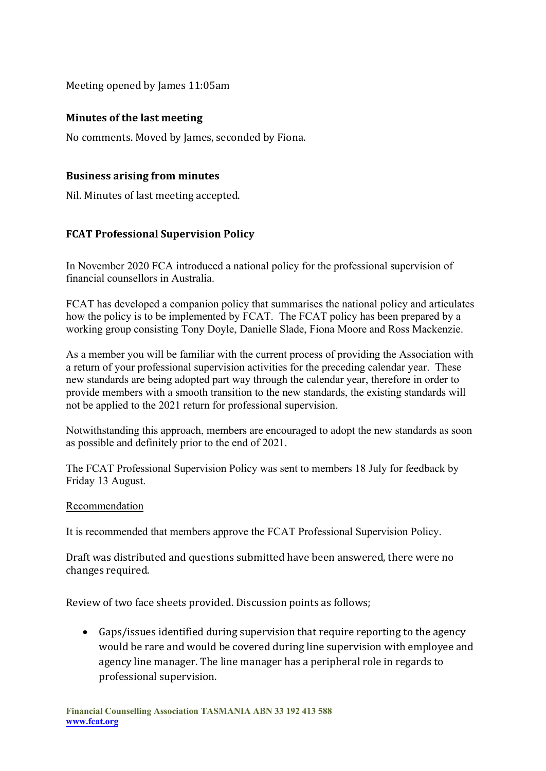Meeting opened by James 11:05am

**Minutes of the last meeting**

No comments. Moved by James, seconded by Fiona.

**Business arising from minutes**

Nil. Minutes of last meeting accepted.

**FCAT Professional Supervision Policy**

In November 2020 FCA introduced a national policy for the professional supervision of financial counsellors in Australia.

FCAT has developed a companion policy that summarises the national policy and articulates how the policy is to be implemented by FCAT. The FCAT policy has been prepared by a working group consisting Tony Doyle, Danielle Slade, Fiona Moore and Ross Mackenzie.

As a member you will be familiar with the current process of providing the Association with a return of your professional supervision activities for the preceding calendar year. These new standards are being adopted part way through the calendar year, therefore in order to provide members with a smooth transition to the new standards, the existing standards will not be applied to the 2021 return for professional supervision.

Notwithstanding this approach, members are encouraged to adopt the new standards as soon as possible and definitely prior to the end of 2021.

The FCAT Professional Supervision Policy was sent to members 18 July for feedback by Friday 13 August.

Recommendation

It is recommended that members approve the FCAT Professional Supervision Policy.

Draft was distributed and questions submitted have been answered, there were no changes required.

Review of two face sheets provided. Discussion points as follows;

- Gaps/issues identified during supervision that require reporting to the agency would be rare and would be covered during line supervision with employee and agency line manager. The line manager has a peripheral role in regards to professional supervision.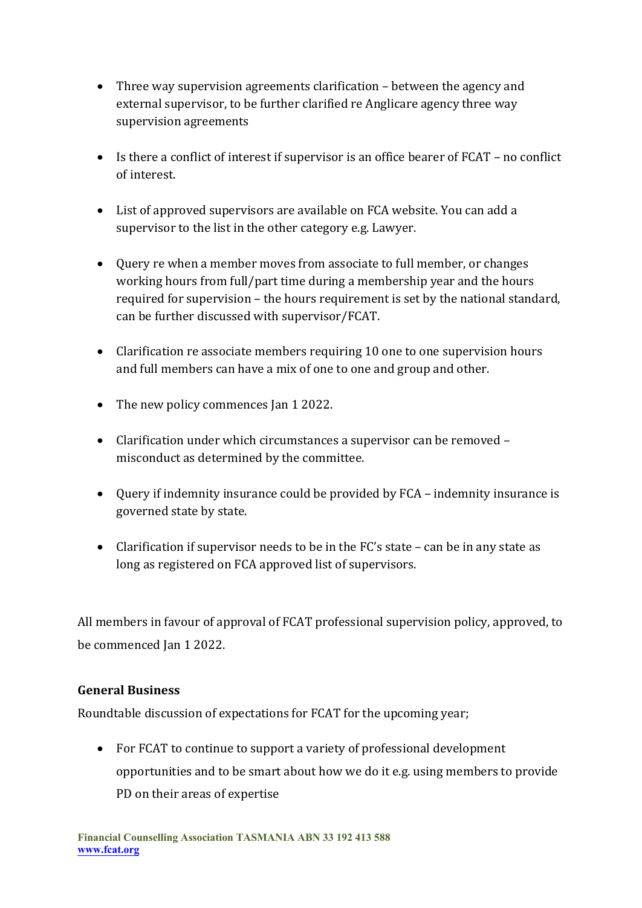- Three way supervision agreements clarification – between the agency and external supervisor, to be further clarified re Anglicare agency three way supervision agreements

- Is there a conflict of interest if supervisor is an office bearer of FCAT – no conflict of interest.

- List of approved supervisors are available on FCA website. You can add a supervisor to the list in the other category e.g. Lawyer.

- Query re when a member moves from associate to full member, or changes working hours from full/part time during a membership year and the hours required for supervision – the hours requirement is set by the national standard, can be further discussed with supervisor/FCAT.

- Clarification re associate members requiring 10 one to one supervision hours and full members can have a mix of one to one and group and other.

- The new policy commences Jan 1 2022.

- Clarification under which circumstances a supervisor can be removed – misconduct as determined by the committee.

- Query if indemnity insurance could be provided by FCA – indemnity insurance is governed state by state.

- Clarification if supervisor needs to be in the FC's state – can be in any state as long as registered on FCA approved list of supervisors.

All members in favour of approval of FCAT professional supervision policy, approved, to be commenced Jan 1 2022.

**General Business**

Roundtable discussion of expectations for FCAT for the upcoming year;

- For FCAT to continue to support a variety of professional development opportunities and to be smart about how we do it e.g. using members to provide PD on their areas of expertise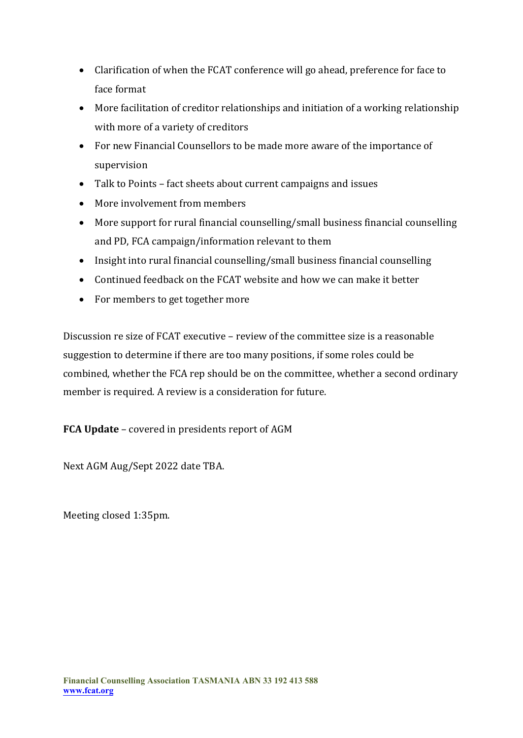- Clarification of when the FCAT conference will go ahead, preference for face to face format
- More facilitation of creditor relationships and initiation of a working relationship with more of a variety of creditors
- For new Financial Counsellors to be made more aware of the importance of supervision
- Talk to Points – fact sheets about current campaigns and issues
- More involvement from members
- More support for rural financial counselling/small business financial counselling and PD, FCA campaign/information relevant to them
- Insight into rural financial counselling/small business financial counselling
- Continued feedback on the FCAT website and how we can make it better
- For members to get together more

Discussion re size of FCAT executive – review of the committee size is a reasonable suggestion to determine if there are too many positions, if some roles could be combined, whether the FCA rep should be on the committee, whether a second ordinary member is required. A review is a consideration for future.

**FCA Update** – covered in presidents report of AGM

Next AGM Aug/Sept 2022 date TBA.

Meeting closed 1:35pm.